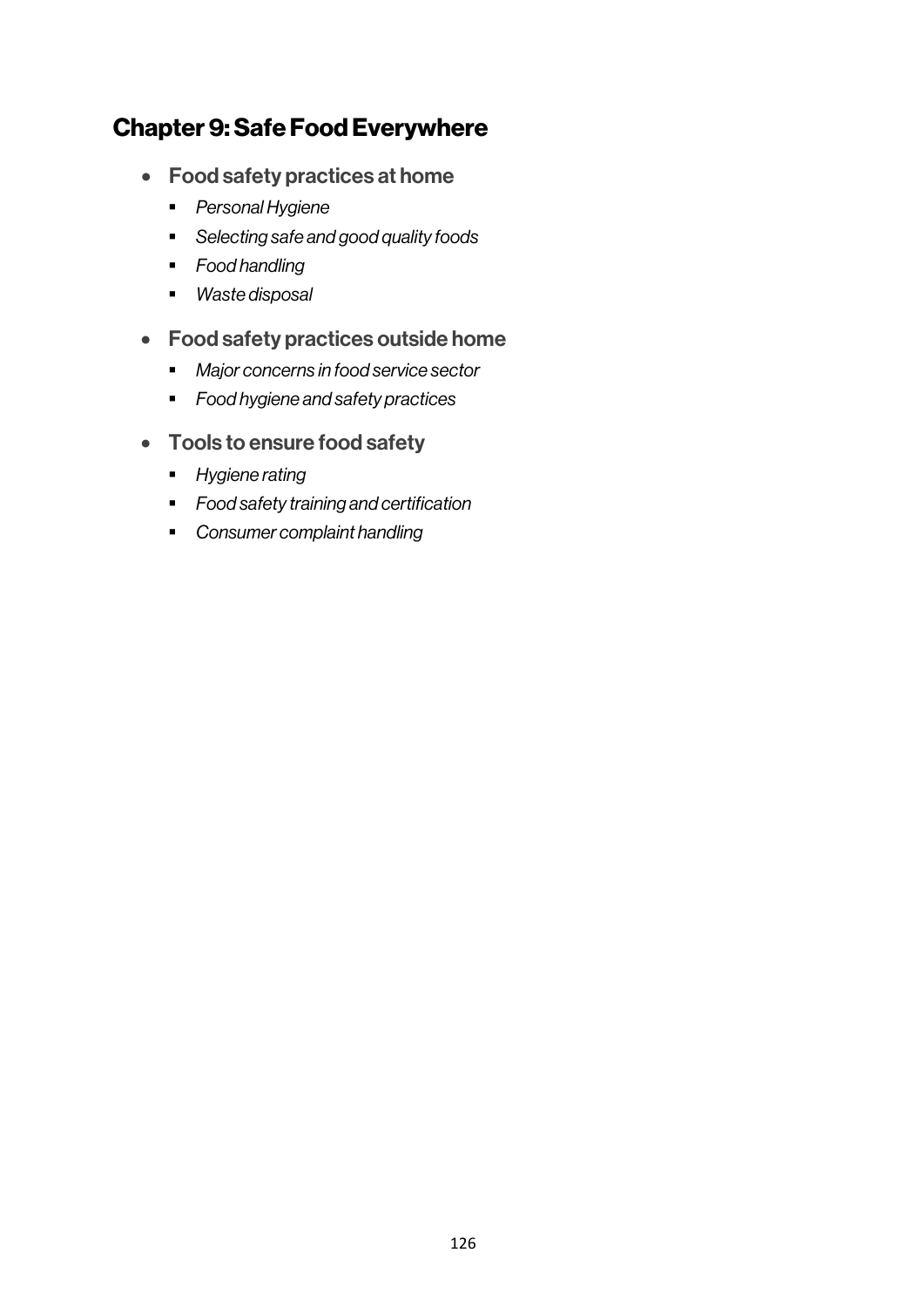# Chapter 9: Safe Food Everywhere

- **Food safety practices at home**
  - *Personal Hygiene*
  - *Selecting safe and good quality foods*
  - *Food handling*
  - *Waste disposal*
- **Food safety practices outside home**
  - *Major concerns in food service sector*
  - *Food hygiene and safety practices*
- **Tools to ensure food safety**
  - *Hygiene rating*
  - *Food safety training and certification*
  - *Consumer complaint handling*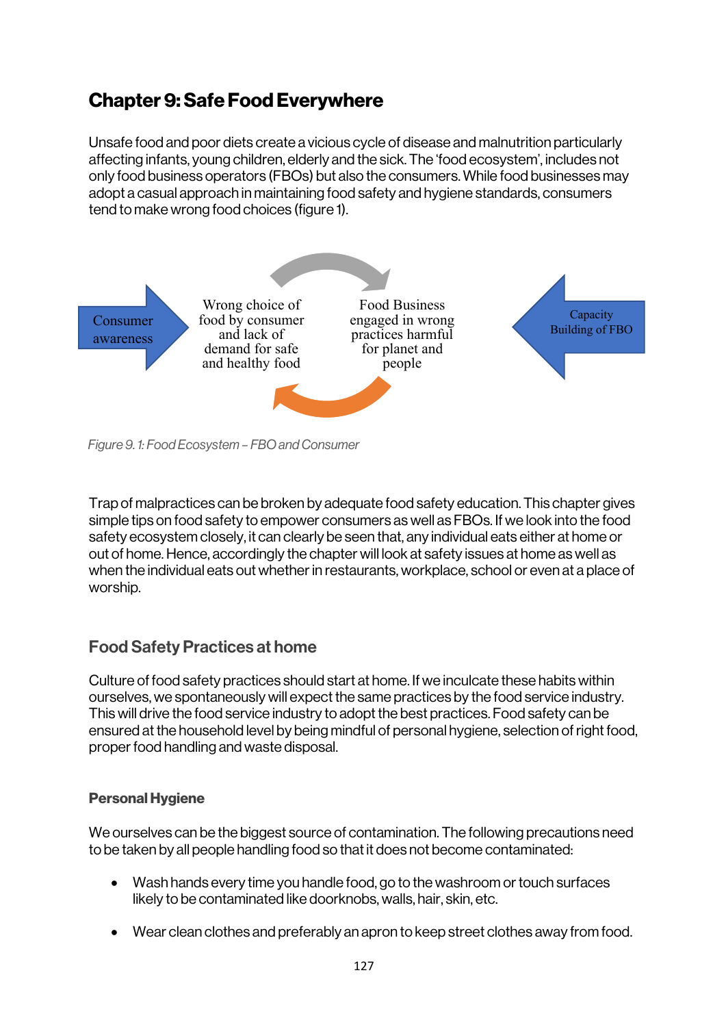# Chapter 9: Safe Food Everywhere

Unsafe food and poor diets create a vicious cycle of disease and malnutrition particularly affecting infants, young children, elderly and the sick. The 'food ecosystem', includes not only food business operators (FBOs) but also the consumers. While food businesses may adopt a casual approach in maintaining food safety and hygiene standards, consumers tend to make wrong food choices (figure 1).

Consumer awareness

Wrong choice of food by consumer and lack of demand for safe and healthy food

Food Business engaged in wrong practices harmful for planet and people

Capacity Building of FBO

*Figure 9. 1: Food Ecosystem – FBO and Consumer*

Trap of malpractices can be broken by adequate food safety education. This chapter gives simple tips on food safety to empower consumers as well as FBOs. If we look into the food safety ecosystem closely, it can clearly be seen that, any individual eats either at home or out of home. Hence, accordingly the chapter will look at safety issues at home as well as when the individual eats out whether in restaurants, workplace, school or even at a place of worship.

## Food Safety Practices at home

Culture of food safety practices should start at home. If we inculcate these habits within ourselves, we spontaneously will expect the same practices by the food service industry. This will drive the food service industry to adopt the best practices. Food safety can be ensured at the household level by being mindful of personal hygiene, selection of right food, proper food handling and waste disposal.

### Personal Hygiene

We ourselves can be the biggest source of contamination. The following precautions need to be taken by all people handling food so that it does not become contaminated:

- Wash hands every time you handle food, go to the washroom or touch surfaces likely to be contaminated like doorknobs, walls, hair, skin, etc.
- Wear clean clothes and preferably an apron to keep street clothes away from food.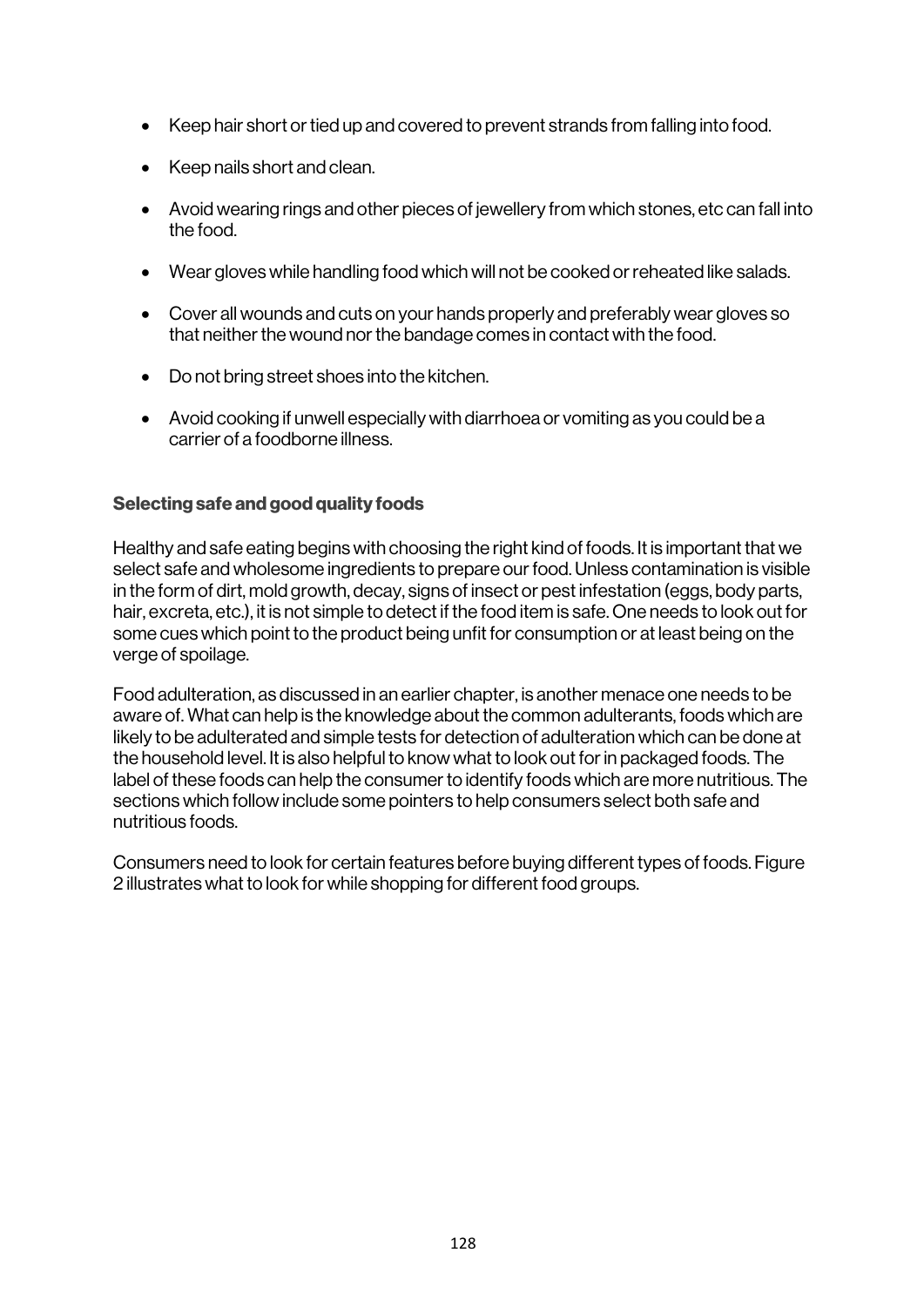- Keep hair short or tied up and covered to prevent strands from falling into food.
- Keep nails short and clean.
- Avoid wearing rings and other pieces of jewellery from which stones, etc can fall into the food.
- Wear gloves while handling food which will not be cooked or reheated like salads.
- Cover all wounds and cuts on your hands properly and preferably wear gloves so that neither the wound nor the bandage comes in contact with the food.
- Do not bring street shoes into the kitchen.
- Avoid cooking if unwell especially with diarrhoea or vomiting as you could be a carrier of a foodborne illness.

### Selecting safe and good quality foods

Healthy and safe eating begins with choosing the right kind of foods. It is important that we select safe and wholesome ingredients to prepare our food. Unless contamination is visible in the form of dirt, mold growth, decay, signs of insect or pest infestation (eggs, body parts, hair, excreta, etc.), it is not simple to detect if the food item is safe. One needs to look out for some cues which point to the product being unfit for consumption or at least being on the verge of spoilage.

Food adulteration, as discussed in an earlier chapter, is another menace one needs to be aware of. What can help is the knowledge about the common adulterants, foods which are likely to be adulterated and simple tests for detection of adulteration which can be done at the household level. It is also helpful to know what to look out for in packaged foods. The label of these foods can help the consumer to identify foods which are more nutritious. The sections which follow include some pointers to help consumers select both safe and nutritious foods.

Consumers need to look for certain features before buying different types of foods. Figure 2 illustrates what to look for while shopping for different food groups.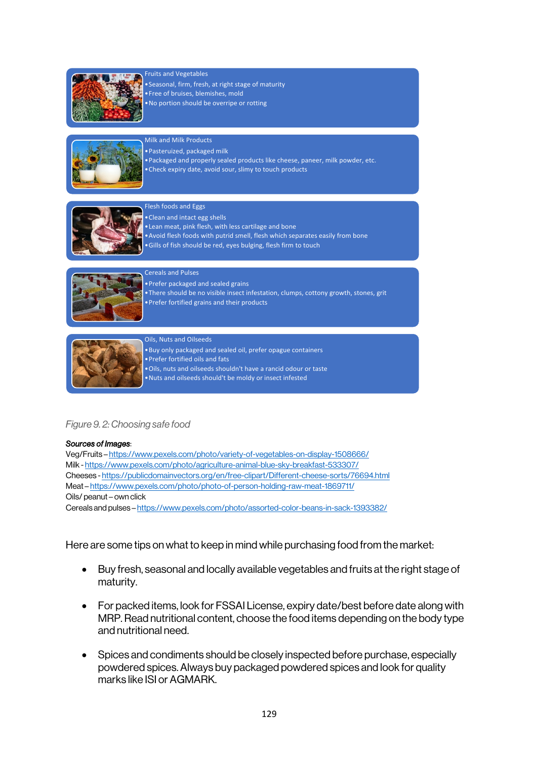Fruits and Vegetables

- Seasonal, firm, fresh, at right stage of maturity
- Free of bruises, blemishes, mold
- No portion should be overripe or rotting

Milk and Milk Products

- Pasteurized, packaged milk
- Packaged and properly sealed products like cheese, paneer, milk powder, etc.
- Check expiry date, avoid sour, slimy to touch products

Flesh foods and Eggs

- Clean and intact egg shells
- Lean meat, pink flesh, with less cartilage and bone
- Avoid flesh foods with putrid smell, flesh which separates easily from bone
- Gills of fish should be red, eyes bulging, flesh firm to touch

Cereals and Pulses

- Prefer packaged and sealed grains
- There should be no visible insect infestation, clumps, cottony growth, stones, grit
- Prefer fortified grains and their products

Oils, Nuts and Oilseeds

- Buy only packaged and sealed oil, prefer opague containers
- Prefer fortified oils and fats
- Oils, nuts and oilseeds shouldn't have a rancid odour or taste
- Nuts and oilseeds should't be moldy or insect infested

*Figure 9. 2: Choosing safe food*

***Sources of Images***:
Veg/Fruits – https://www.pexels.com/photo/variety-of-vegetables-on-display-1508666/
Milk - https://www.pexels.com/photo/agriculture-animal-blue-sky-breakfast-533307/
Cheeses - https://publicdomainvectors.org/en/free-clipart/Different-cheese-sorts/76694.html
Meat – https://www.pexels.com/photo/photo-of-person-holding-raw-meat-1869711/
Oils/ peanut – own click
Cereals and pulses – https://www.pexels.com/photo/assorted-color-beans-in-sack-1393382/

Here are some tips on what to keep in mind while purchasing food from the market:

- Buy fresh, seasonal and locally available vegetables and fruits at the right stage of maturity.
- For packed items, look for FSSAI License, expiry date/best before date along with MRP. Read nutritional content, choose the food items depending on the body type and nutritional need.
- Spices and condiments should be closely inspected before purchase, especially powdered spices. Always buy packaged powdered spices and look for quality marks like ISI or AGMARK.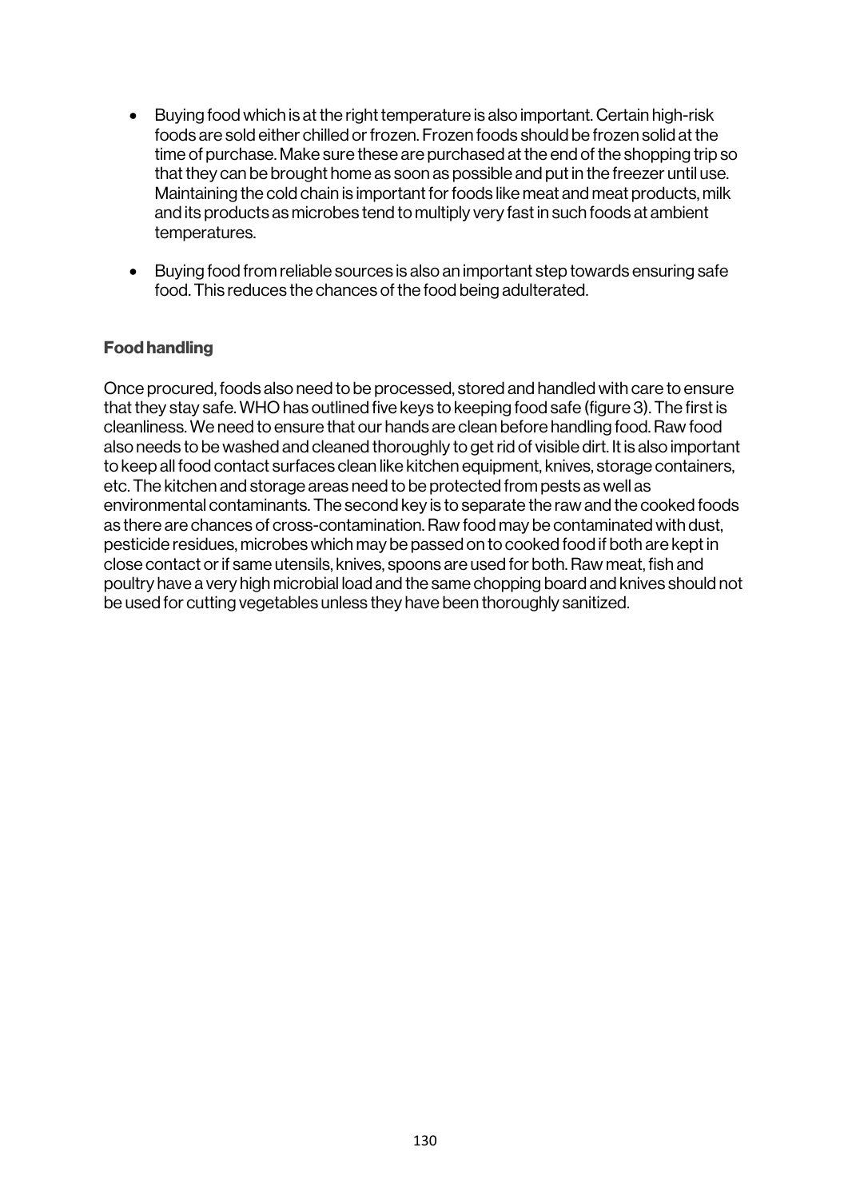- Buying food which is at the right temperature is also important. Certain high-risk foods are sold either chilled or frozen. Frozen foods should be frozen solid at the time of purchase. Make sure these are purchased at the end of the shopping trip so that they can be brought home as soon as possible and put in the freezer until use. Maintaining the cold chain is important for foods like meat and meat products, milk and its products as microbes tend to multiply very fast in such foods at ambient temperatures.

- Buying food from reliable sources is also an important step towards ensuring safe food. This reduces the chances of the food being adulterated.

**Food handling**

Once procured, foods also need to be processed, stored and handled with care to ensure that they stay safe. WHO has outlined five keys to keeping food safe (figure 3). The first is cleanliness. We need to ensure that our hands are clean before handling food. Raw food also needs to be washed and cleaned thoroughly to get rid of visible dirt. It is also important to keep all food contact surfaces clean like kitchen equipment, knives, storage containers, etc. The kitchen and storage areas need to be protected from pests as well as environmental contaminants. The second key is to separate the raw and the cooked foods as there are chances of cross-contamination. Raw food may be contaminated with dust, pesticide residues, microbes which may be passed on to cooked food if both are kept in close contact or if same utensils, knives, spoons are used for both. Raw meat, fish and poultry have a very high microbial load and the same chopping board and knives should not be used for cutting vegetables unless they have been thoroughly sanitized.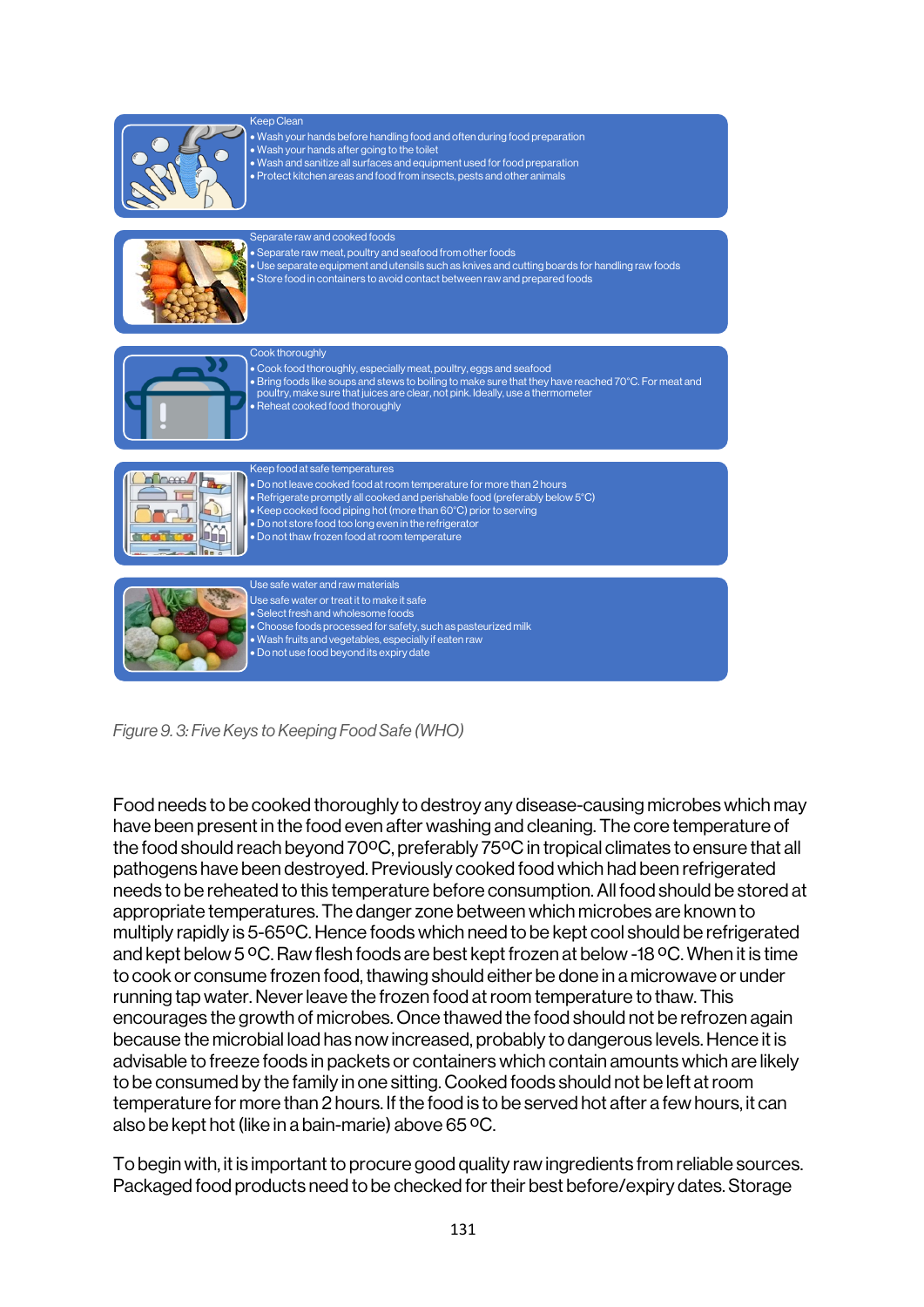Keep Clean

- Wash your hands before handling food and often during food preparation
- Wash your hands after going to the toilet
- Wash and sanitize all surfaces and equipment used for food preparation
- Protect kitchen areas and food from insects, pests and other animals

Separate raw and cooked foods

- Separate raw meat, poultry and seafood from other foods
- Use separate equipment and utensils such as knives and cutting boards for handling raw foods
- Store food in containers to avoid contact between raw and prepared foods

Cook thoroughly

- Cook food thoroughly, especially meat, poultry, eggs and seafood
- Bring foods like soups and stews to boiling to make sure that they have reached 70°C. For meat and poultry, make sure that juices are clear, not pink. Ideally, use a thermometer
- Reheat cooked food thoroughly

Keep food at safe temperatures

- Do not leave cooked food at room temperature for more than 2 hours
- Refrigerate promptly all cooked and perishable food (preferably below 5°C)
- Keep cooked food piping hot (more than 60°C) prior to serving
- Do not store food too long even in the refrigerator
- Do not thaw frozen food at room temperature

Use safe water and raw materials

Use safe water or treat it to make it safe

- Select fresh and wholesome foods
- Choose foods processed for safety, such as pasteurized milk
- Wash fruits and vegetables, especially if eaten raw
- Do not use food beyond its expiry date

*Figure 9. 3: Five Keys to Keeping Food Safe (WHO)*

Food needs to be cooked thoroughly to destroy any disease-causing microbes which may have been present in the food even after washing and cleaning. The core temperature of the food should reach beyond 70ºC, preferably 75ºC in tropical climates to ensure that all pathogens have been destroyed. Previously cooked food which had been refrigerated needs to be reheated to this temperature before consumption. All food should be stored at appropriate temperatures. The danger zone between which microbes are known to multiply rapidly is 5-65ºC. Hence foods which need to be kept cool should be refrigerated and kept below 5 ºC. Raw flesh foods are best kept frozen at below -18 ºC. When it is time to cook or consume frozen food, thawing should either be done in a microwave or under running tap water. Never leave the frozen food at room temperature to thaw. This encourages the growth of microbes. Once thawed the food should not be refrozen again because the microbial load has now increased, probably to dangerous levels. Hence it is advisable to freeze foods in packets or containers which contain amounts which are likely to be consumed by the family in one sitting. Cooked foods should not be left at room temperature for more than 2 hours. If the food is to be served hot after a few hours, it can also be kept hot (like in a bain-marie) above 65 ºC.

To begin with, it is important to procure good quality raw ingredients from reliable sources. Packaged food products need to be checked for their best before/expiry dates. Storage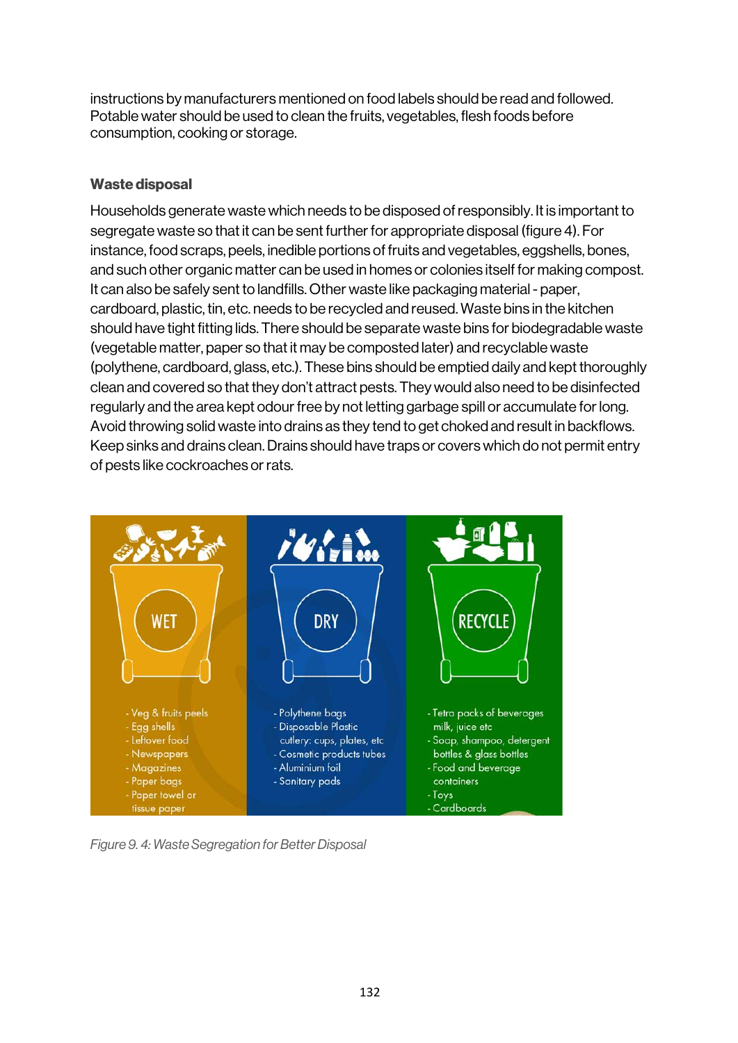instructions by manufacturers mentioned on food labels should be read and followed. Potable water should be used to clean the fruits, vegetables, flesh foods before consumption, cooking or storage.

### Waste disposal

Households generate waste which needs to be disposed of responsibly. It is important to segregate waste so that it can be sent further for appropriate disposal (figure 4). For instance, food scraps, peels, inedible portions of fruits and vegetables, eggshells, bones, and such other organic matter can be used in homes or colonies itself for making compost. It can also be safely sent to landfills. Other waste like packaging material - paper, cardboard, plastic, tin, etc. needs to be recycled and reused. Waste bins in the kitchen should have tight fitting lids. There should be separate waste bins for biodegradable waste (vegetable matter, paper so that it may be composted later) and recyclable waste (polythene, cardboard, glass, etc.). These bins should be emptied daily and kept thoroughly clean and covered so that they don't attract pests. They would also need to be disinfected regularly and the area kept odour free by not letting garbage spill or accumulate for long. Avoid throwing solid waste into drains as they tend to get choked and result in backflows. Keep sinks and drains clean. Drains should have traps or covers which do not permit entry of pests like cockroaches or rats.

| WET | DRY | RECYCLE |
| --- | --- | --- |
| - Veg & fruits peels<br>- Egg shells<br>- Leftover food<br>- Newspapers<br>- Magazines<br>- Paper bags<br>- Paper towel or tissue paper | - Polythene bags<br>- Disposable Plastic cutlery: cups, plates, etc<br>- Cosmetic products tubes<br>- Aluminium foil<br>- Sanitary pads | - Tetra packs of beverages milk, juice etc<br>- Soap, shampoo, detergent bottles & glass bottles<br>- Food and beverage containers<br>- Toys<br>- Cardboards |

*Figure 9. 4: Waste Segregation for Better Disposal*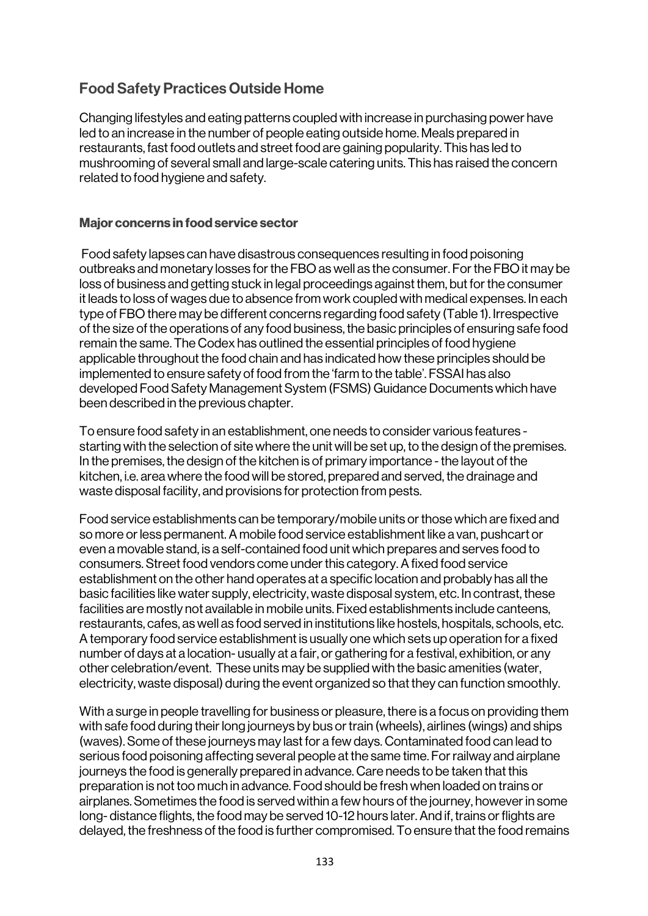## Food Safety Practices Outside Home

Changing lifestyles and eating patterns coupled with increase in purchasing power have led to an increase in the number of people eating outside home. Meals prepared in restaurants, fast food outlets and street food are gaining popularity. This has led to mushrooming of several small and large-scale catering units. This has raised the concern related to food hygiene and safety.

### Major concerns in food service sector

Food safety lapses can have disastrous consequences resulting in food poisoning outbreaks and monetary losses for the FBO as well as the consumer. For the FBO it may be loss of business and getting stuck in legal proceedings against them, but for the consumer it leads to loss of wages due to absence from work coupled with medical expenses. In each type of FBO there may be different concerns regarding food safety (Table 1). Irrespective of the size of the operations of any food business, the basic principles of ensuring safe food remain the same. The Codex has outlined the essential principles of food hygiene applicable throughout the food chain and has indicated how these principles should be implemented to ensure safety of food from the 'farm to the table'. FSSAI has also developed Food Safety Management System (FSMS) Guidance Documents which have been described in the previous chapter.

To ensure food safety in an establishment, one needs to consider various features - starting with the selection of site where the unit will be set up, to the design of the premises. In the premises, the design of the kitchen is of primary importance - the layout of the kitchen, i.e. area where the food will be stored, prepared and served, the drainage and waste disposal facility, and provisions for protection from pests.

Food service establishments can be temporary/mobile units or those which are fixed and so more or less permanent. A mobile food service establishment like a van, pushcart or even a movable stand, is a self-contained food unit which prepares and serves food to consumers. Street food vendors come under this category. A fixed food service establishment on the other hand operates at a specific location and probably has all the basic facilities like water supply, electricity, waste disposal system, etc. In contrast, these facilities are mostly not available in mobile units. Fixed establishments include canteens, restaurants, cafes, as well as food served in institutions like hostels, hospitals, schools, etc. A temporary food service establishment is usually one which sets up operation for a fixed number of days at a location- usually at a fair, or gathering for a festival, exhibition, or any other celebration/event. These units may be supplied with the basic amenities (water, electricity, waste disposal) during the event organized so that they can function smoothly.

With a surge in people travelling for business or pleasure, there is a focus on providing them with safe food during their long journeys by bus or train (wheels), airlines (wings) and ships (waves). Some of these journeys may last for a few days. Contaminated food can lead to serious food poisoning affecting several people at the same time. For railway and airplane journeys the food is generally prepared in advance. Care needs to be taken that this preparation is not too much in advance. Food should be fresh when loaded on trains or airplanes. Sometimes the food is served within a few hours of the journey, however in some long- distance flights, the food may be served 10-12 hours later. And if, trains or flights are delayed, the freshness of the food is further compromised. To ensure that the food remains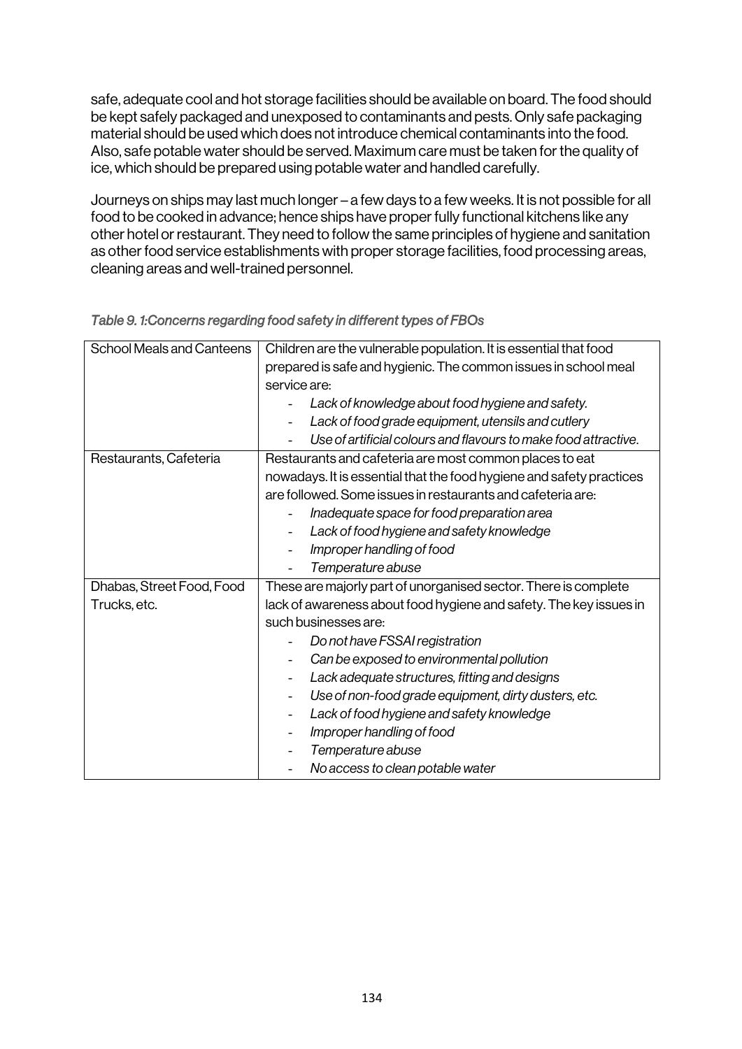safe, adequate cool and hot storage facilities should be available on board. The food should be kept safely packaged and unexposed to contaminants and pests. Only safe packaging material should be used which does not introduce chemical contaminants into the food. Also, safe potable water should be served. Maximum care must be taken for the quality of ice, which should be prepared using potable water and handled carefully.

Journeys on ships may last much longer – a few days to a few weeks. It is not possible for all food to be cooked in advance; hence ships have proper fully functional kitchens like any other hotel or restaurant. They need to follow the same principles of hygiene and sanitation as other food service establishments with proper storage facilities, food processing areas, cleaning areas and well-trained personnel.

*Table 9. 1:Concerns regarding food safety in different types of FBOs*

| | |
|---|---|
| School Meals and Canteens | Children are the vulnerable population. It is essential that food prepared is safe and hygienic. The common issues in school meal service are:<br>- *Lack of knowledge about food hygiene and safety.*<br>- *Lack of food grade equipment, utensils and cutlery*<br>- *Use of artificial colours and flavours to make food attractive.* |
| Restaurants, Cafeteria | Restaurants and cafeteria are most common places to eat nowadays. It is essential that the food hygiene and safety practices are followed. Some issues in restaurants and cafeteria are:<br>- *Inadequate space for food preparation area*<br>- *Lack of food hygiene and safety knowledge*<br>- *Improper handling of food*<br>- *Temperature abuse* |
| Dhabas, Street Food, Food Trucks, etc. | These are majorly part of unorganised sector. There is complete lack of awareness about food hygiene and safety. The key issues in such businesses are:<br>- *Do not have FSSAI registration*<br>- *Can be exposed to environmental pollution*<br>- *Lack adequate structures, fitting and designs*<br>- *Use of non-food grade equipment, dirty dusters, etc.*<br>- *Lack of food hygiene and safety knowledge*<br>- *Improper handling of food*<br>- *Temperature abuse*<br>- *No access to clean potable water* |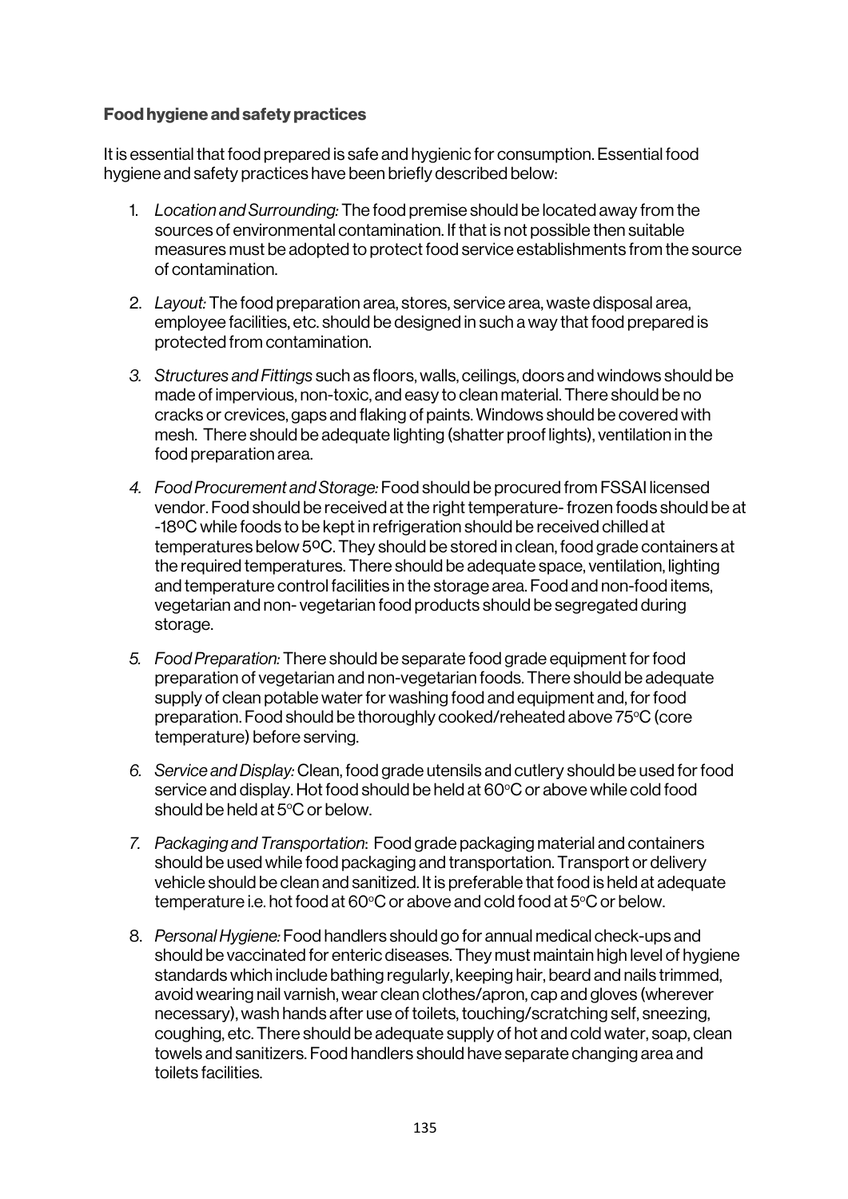**Food hygiene and safety practices**

It is essential that food prepared is safe and hygienic for consumption. Essential food hygiene and safety practices have been briefly described below:

1. *Location and Surrounding:* The food premise should be located away from the sources of environmental contamination. If that is not possible then suitable measures must be adopted to protect food service establishments from the source of contamination.
2. *Layout:* The food preparation area, stores, service area, waste disposal area, employee facilities, etc. should be designed in such a way that food prepared is protected from contamination.
3. *Structures and Fittings* such as floors, walls, ceilings, doors and windows should be made of impervious, non-toxic, and easy to clean material. There should be no cracks or crevices, gaps and flaking of paints. Windows should be covered with mesh. There should be adequate lighting (shatter proof lights), ventilation in the food preparation area.
4. *Food Procurement and Storage:* Food should be procured from FSSAI licensed vendor. Food should be received at the right temperature- frozen foods should be at -18ºC while foods to be kept in refrigeration should be received chilled at temperatures below 5ºC. They should be stored in clean, food grade containers at the required temperatures. There should be adequate space, ventilation, lighting and temperature control facilities in the storage area. Food and non-food items, vegetarian and non- vegetarian food products should be segregated during storage.
5. *Food Preparation:* There should be separate food grade equipment for food preparation of vegetarian and non-vegetarian foods. There should be adequate supply of clean potable water for washing food and equipment and, for food preparation. Food should be thoroughly cooked/reheated above 75°C (core temperature) before serving.
6. *Service and Display:* Clean, food grade utensils and cutlery should be used for food service and display. Hot food should be held at 60°C or above while cold food should be held at 5°C or below.
7. *Packaging and Transportation*: Food grade packaging material and containers should be used while food packaging and transportation. Transport or delivery vehicle should be clean and sanitized. It is preferable that food is held at adequate temperature i.e. hot food at 60°C or above and cold food at 5°C or below.
8. *Personal Hygiene:* Food handlers should go for annual medical check-ups and should be vaccinated for enteric diseases. They must maintain high level of hygiene standards which include bathing regularly, keeping hair, beard and nails trimmed, avoid wearing nail varnish, wear clean clothes/apron, cap and gloves (wherever necessary), wash hands after use of toilets, touching/scratching self, sneezing, coughing, etc. There should be adequate supply of hot and cold water, soap, clean towels and sanitizers. Food handlers should have separate changing area and toilets facilities.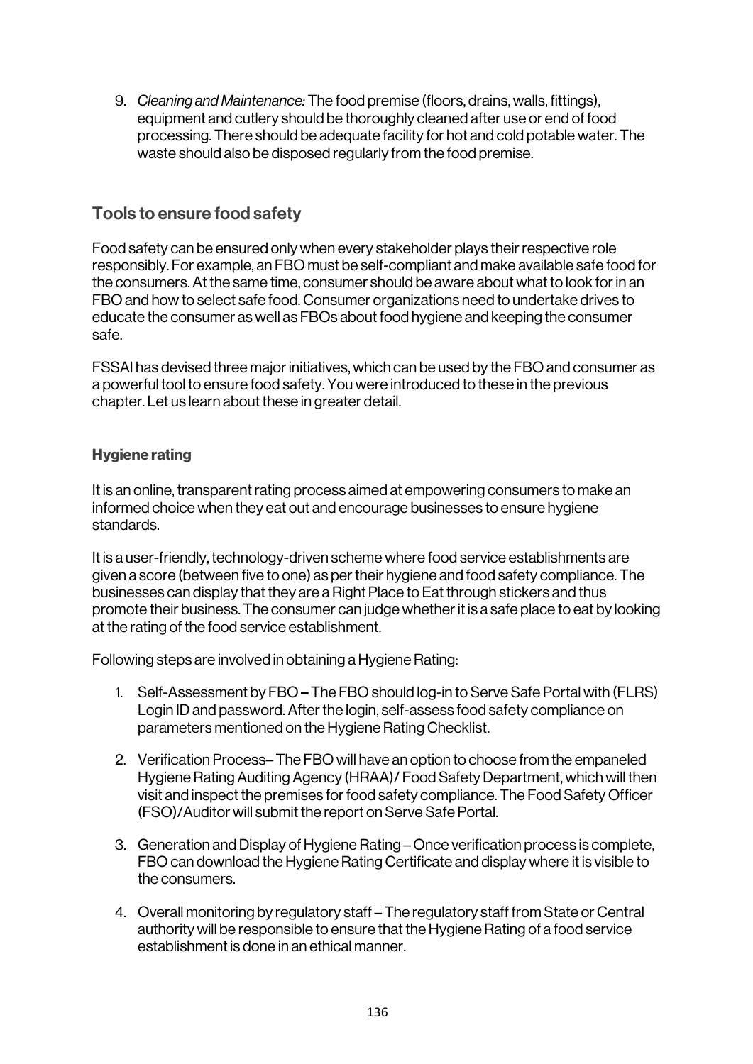9. *Cleaning and Maintenance:* The food premise (floors, drains, walls, fittings), equipment and cutlery should be thoroughly cleaned after use or end of food processing. There should be adequate facility for hot and cold potable water. The waste should also be disposed regularly from the food premise.

## Tools to ensure food safety

Food safety can be ensured only when every stakeholder plays their respective role responsibly. For example, an FBO must be self-compliant and make available safe food for the consumers. At the same time, consumer should be aware about what to look for in an FBO and how to select safe food. Consumer organizations need to undertake drives to educate the consumer as well as FBOs about food hygiene and keeping the consumer safe.

FSSAI has devised three major initiatives, which can be used by the FBO and consumer as a powerful tool to ensure food safety. You were introduced to these in the previous chapter. Let us learn about these in greater detail.

### Hygiene rating

It is an online, transparent rating process aimed at empowering consumers to make an informed choice when they eat out and encourage businesses to ensure hygiene standards.

It is a user-friendly, technology-driven scheme where food service establishments are given a score (between five to one) as per their hygiene and food safety compliance. The businesses can display that they are a Right Place to Eat through stickers and thus promote their business. The consumer can judge whether it is a safe place to eat by looking at the rating of the food service establishment.

Following steps are involved in obtaining a Hygiene Rating:

1. Self-Assessment by FBO – The FBO should log-in to Serve Safe Portal with (FLRS) Login ID and password. After the login, self-assess food safety compliance on parameters mentioned on the Hygiene Rating Checklist.
2. Verification Process– The FBO will have an option to choose from the empaneled Hygiene Rating Auditing Agency (HRAA)/ Food Safety Department, which will then visit and inspect the premises for food safety compliance. The Food Safety Officer (FSO)/Auditor will submit the report on Serve Safe Portal.
3. Generation and Display of Hygiene Rating – Once verification process is complete, FBO can download the Hygiene Rating Certificate and display where it is visible to the consumers.
4. Overall monitoring by regulatory staff – The regulatory staff from State or Central authority will be responsible to ensure that the Hygiene Rating of a food service establishment is done in an ethical manner.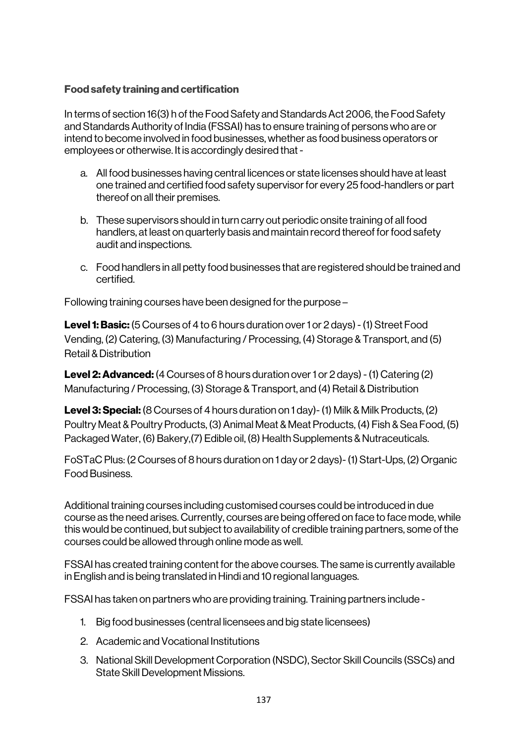### Food safety training and certification

In terms of section 16(3) h of the Food Safety and Standards Act 2006, the Food Safety and Standards Authority of India (FSSAI) has to ensure training of persons who are or intend to become involved in food businesses, whether as food business operators or employees or otherwise. It is accordingly desired that -

a. All food businesses having central licences or state licenses should have at least one trained and certified food safety supervisor for every 25 food-handlers or part thereof on all their premises.

b. These supervisors should in turn carry out periodic onsite training of all food handlers, at least on quarterly basis and maintain record thereof for food safety audit and inspections.

c. Food handlers in all petty food businesses that are registered should be trained and certified.

Following training courses have been designed for the purpose –

**Level 1: Basic:** (5 Courses of 4 to 6 hours duration over 1 or 2 days) - (1) Street Food Vending, (2) Catering, (3) Manufacturing / Processing, (4) Storage & Transport, and (5) Retail & Distribution

**Level 2: Advanced:** (4 Courses of 8 hours duration over 1 or 2 days) - (1) Catering (2) Manufacturing / Processing, (3) Storage & Transport, and (4) Retail & Distribution

**Level 3: Special:** (8 Courses of 4 hours duration on 1 day)- (1) Milk & Milk Products, (2) Poultry Meat & Poultry Products, (3) Animal Meat & Meat Products, (4) Fish & Sea Food, (5) Packaged Water, (6) Bakery,(7) Edible oil, (8) Health Supplements & Nutraceuticals.

FoSTaC Plus: (2 Courses of 8 hours duration on 1 day or 2 days)- (1) Start-Ups, (2) Organic Food Business.

Additional training courses including customised courses could be introduced in due course as the need arises. Currently, courses are being offered on face to face mode, while this would be continued, but subject to availability of credible training partners, some of the courses could be allowed through online mode as well.

FSSAI has created training content for the above courses. The same is currently available in English and is being translated in Hindi and 10 regional languages.

FSSAI has taken on partners who are providing training. Training partners include -

1. Big food businesses (central licensees and big state licensees)
2. Academic and Vocational Institutions
3. National Skill Development Corporation (NSDC), Sector Skill Councils (SSCs) and State Skill Development Missions.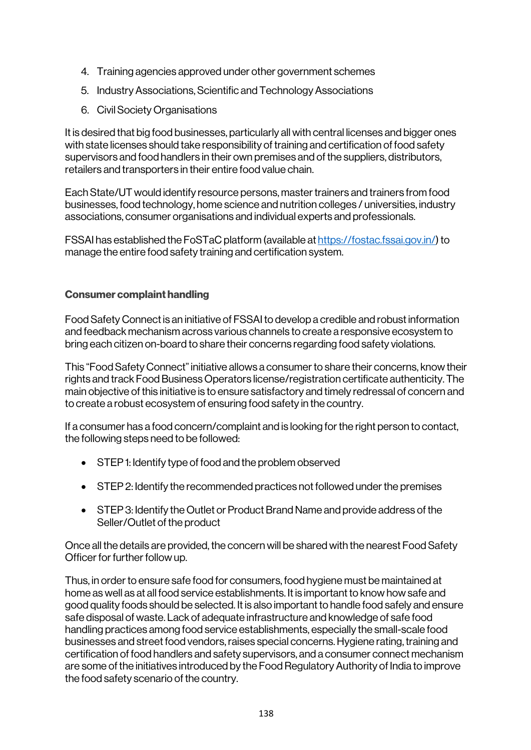4. Training agencies approved under other government schemes
5. Industry Associations, Scientific and Technology Associations
6. Civil Society Organisations

It is desired that big food businesses, particularly all with central licenses and bigger ones with state licenses should take responsibility of training and certification of food safety supervisors and food handlers in their own premises and of the suppliers, distributors, retailers and transporters in their entire food value chain.

Each State/UT would identify resource persons, master trainers and trainers from food businesses, food technology, home science and nutrition colleges / universities, industry associations, consumer organisations and individual experts and professionals.

FSSAI has established the FoSTaC platform (available at https://fostac.fssai.gov.in/) to manage the entire food safety training and certification system.

**Consumer complaint handling**

Food Safety Connect is an initiative of FSSAI to develop a credible and robust information and feedback mechanism across various channels to create a responsive ecosystem to bring each citizen on-board to share their concerns regarding food safety violations.

This "Food Safety Connect" initiative allows a consumer to share their concerns, know their rights and track Food Business Operators license/registration certificate authenticity. The main objective of this initiative is to ensure satisfactory and timely redressal of concern and to create a robust ecosystem of ensuring food safety in the country.

If a consumer has a food concern/complaint and is looking for the right person to contact, the following steps need to be followed:

- STEP 1: Identify type of food and the problem observed
- STEP 2: Identify the recommended practices not followed under the premises
- STEP 3: Identify the Outlet or Product Brand Name and provide address of the Seller/Outlet of the product

Once all the details are provided, the concern will be shared with the nearest Food Safety Officer for further follow up.

Thus, in order to ensure safe food for consumers, food hygiene must be maintained at home as well as at all food service establishments. It is important to know how safe and good quality foods should be selected. It is also important to handle food safely and ensure safe disposal of waste. Lack of adequate infrastructure and knowledge of safe food handling practices among food service establishments, especially the small-scale food businesses and street food vendors, raises special concerns. Hygiene rating, training and certification of food handlers and safety supervisors, and a consumer connect mechanism are some of the initiatives introduced by the Food Regulatory Authority of India to improve the food safety scenario of the country.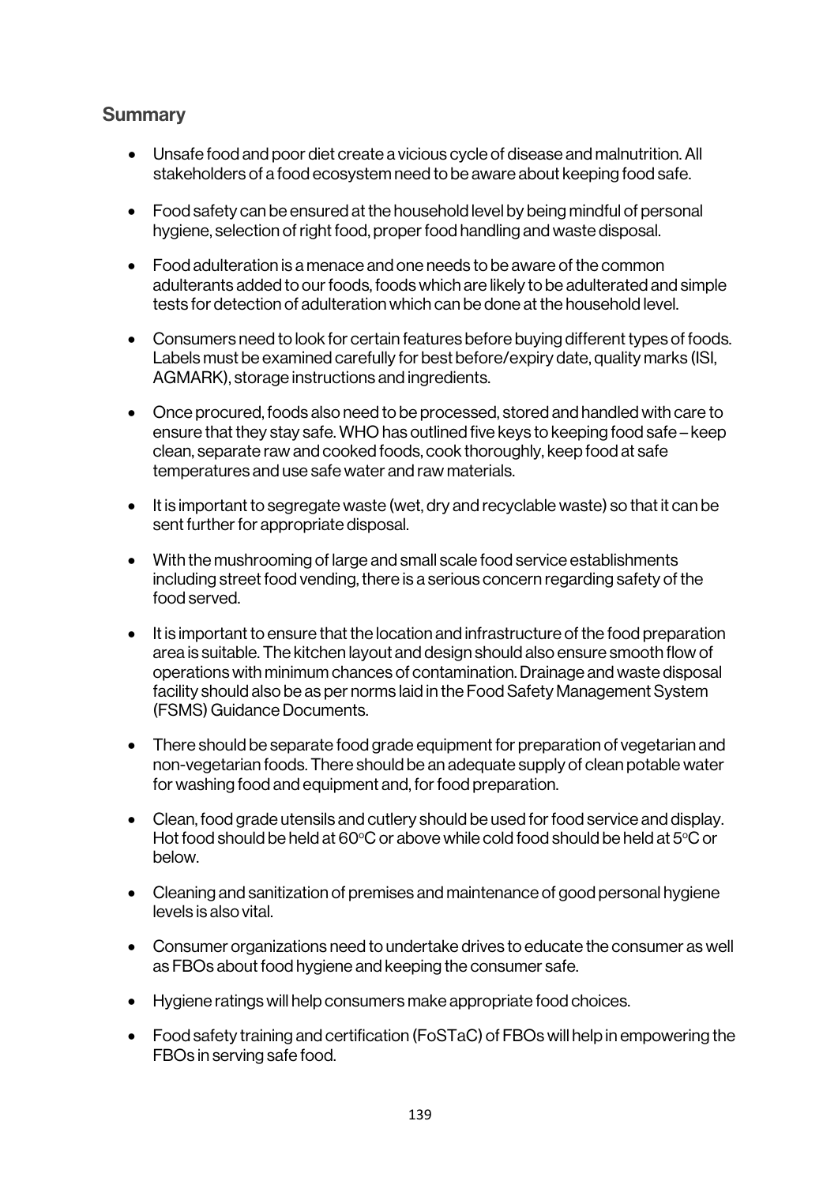## Summary

- Unsafe food and poor diet create a vicious cycle of disease and malnutrition. All stakeholders of a food ecosystem need to be aware about keeping food safe.
- Food safety can be ensured at the household level by being mindful of personal hygiene, selection of right food, proper food handling and waste disposal.
- Food adulteration is a menace and one needs to be aware of the common adulterants added to our foods, foods which are likely to be adulterated and simple tests for detection of adulteration which can be done at the household level.
- Consumers need to look for certain features before buying different types of foods. Labels must be examined carefully for best before/expiry date, quality marks (ISI, AGMARK), storage instructions and ingredients.
- Once procured, foods also need to be processed, stored and handled with care to ensure that they stay safe. WHO has outlined five keys to keeping food safe – keep clean, separate raw and cooked foods, cook thoroughly, keep food at safe temperatures and use safe water and raw materials.
- It is important to segregate waste (wet, dry and recyclable waste) so that it can be sent further for appropriate disposal.
- With the mushrooming of large and small scale food service establishments including street food vending, there is a serious concern regarding safety of the food served.
- It is important to ensure that the location and infrastructure of the food preparation area is suitable. The kitchen layout and design should also ensure smooth flow of operations with minimum chances of contamination. Drainage and waste disposal facility should also be as per norms laid in the Food Safety Management System (FSMS) Guidance Documents.
- There should be separate food grade equipment for preparation of vegetarian and non-vegetarian foods. There should be an adequate supply of clean potable water for washing food and equipment and, for food preparation.
- Clean, food grade utensils and cutlery should be used for food service and display. Hot food should be held at 60°C or above while cold food should be held at 5°C or below.
- Cleaning and sanitization of premises and maintenance of good personal hygiene levels is also vital.
- Consumer organizations need to undertake drives to educate the consumer as well as FBOs about food hygiene and keeping the consumer safe.
- Hygiene ratings will help consumers make appropriate food choices.
- Food safety training and certification (FoSTaC) of FBOs will help in empowering the FBOs in serving safe food.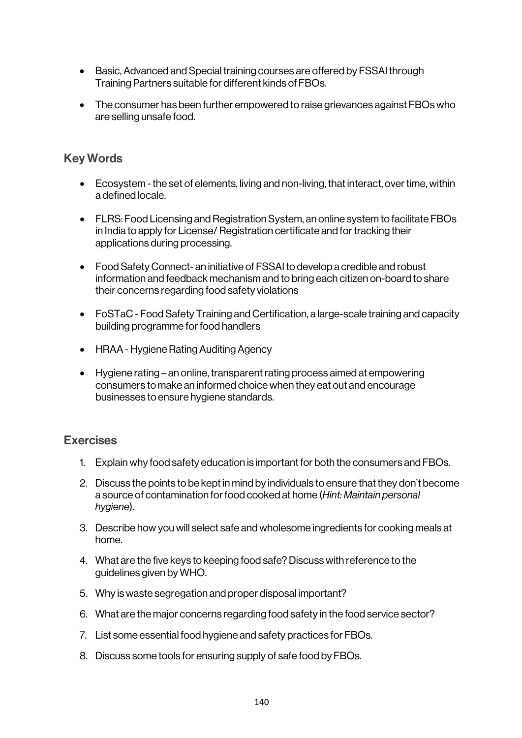- Basic, Advanced and Special training courses are offered by FSSAI through Training Partners suitable for different kinds of FBOs.
- The consumer has been further empowered to raise grievances against FBOs who are selling unsafe food.

## Key Words

- Ecosystem - the set of elements, living and non-living, that interact, over time, within a defined locale.
- FLRS: Food Licensing and Registration System, an online system to facilitate FBOs in India to apply for License/ Registration certificate and for tracking their applications during processing.
- Food Safety Connect- an initiative of FSSAI to develop a credible and robust information and feedback mechanism and to bring each citizen on-board to share their concerns regarding food safety violations
- FoSTaC - Food Safety Training and Certification, a large-scale training and capacity building programme for food handlers
- HRAA - Hygiene Rating Auditing Agency
- Hygiene rating – an online, transparent rating process aimed at empowering consumers to make an informed choice when they eat out and encourage businesses to ensure hygiene standards.

## Exercises

1. Explain why food safety education is important for both the consumers and FBOs.
2. Discuss the points to be kept in mind by individuals to ensure that they don't become a source of contamination for food cooked at home (*Hint: Maintain personal hygiene*).
3. Describe how you will select safe and wholesome ingredients for cooking meals at home.
4. What are the five keys to keeping food safe? Discuss with reference to the guidelines given by WHO.
5. Why is waste segregation and proper disposal important?
6. What are the major concerns regarding food safety in the food service sector?
7. List some essential food hygiene and safety practices for FBOs.
8. Discuss some tools for ensuring supply of safe food by FBOs.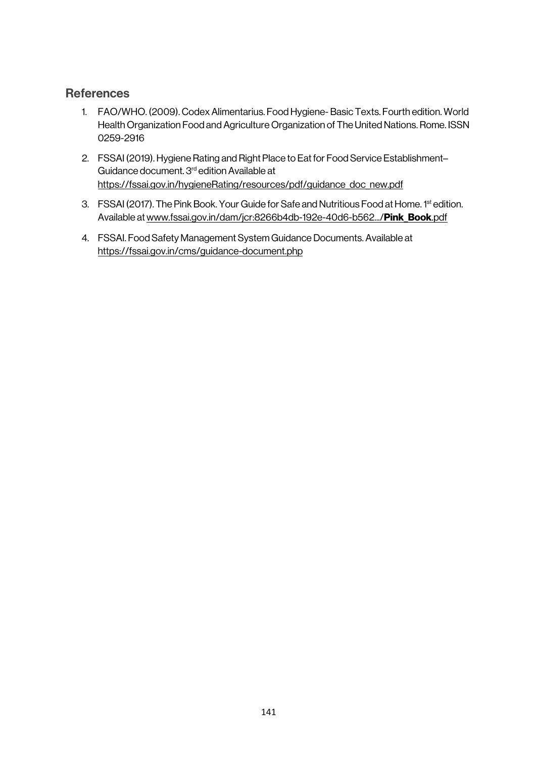## References

1. FAO/WHO. (2009). Codex Alimentarius. Food Hygiene- Basic Texts. Fourth edition. World Health Organization Food and Agriculture Organization of The United Nations. Rome. ISSN 0259-2916

2. FSSAI (2019). Hygiene Rating and Right Place to Eat for Food Service Establishment– Guidance document. 3rd edition Available at https://fssai.gov.in/hygieneRating/resources/pdf/guidance_doc_new.pdf

3. FSSAI (2017). The Pink Book. Your Guide for Safe and Nutritious Food at Home. 1st edition. Available at www.fssai.gov.in/dam/jcr:8266b4db-192e-40d6-b562.../**Pink_Book**.pdf

4. FSSAI. Food Safety Management System Guidance Documents. Available at https://fssai.gov.in/cms/guidance-document.php